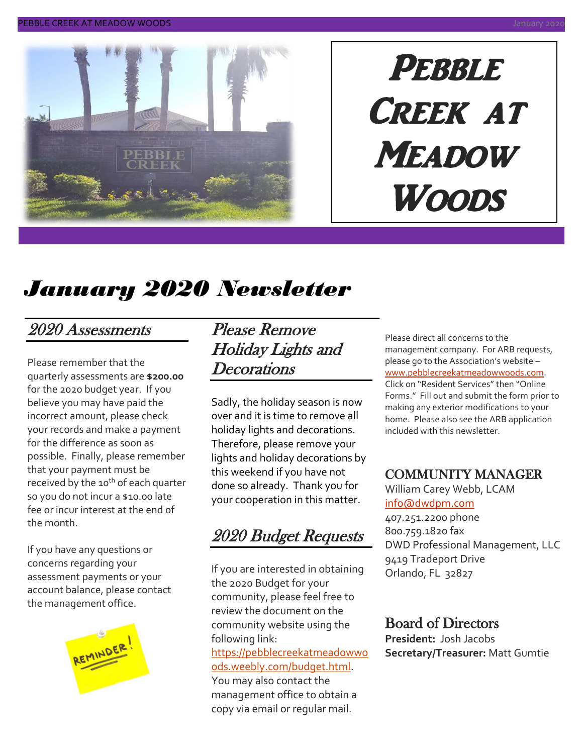# Pebble Creek at Meadow Woods

# *January 2020 Newsletter*

## *2020 Assessments*

Please remember that the quarterly assessments are **$200.00** for the 2020 budget year. If you believe you may have paid the incorrect amount, please check your records and make a payment for the difference as soon as possible. Finally, please remember that your payment must be received by the 10th of each quarter so you do not incur a $10.00 late fee or incur interest at the end of the month.

If you have any questions or concerns regarding your assessment payments or your account balance, please contact the management office.

## *Please Remove Holiday Lights and Decorations*

Sadly, the holiday season is now over and it is time to remove all holiday lights and decorations. Therefore, please remove your lights and holiday decorations by this weekend if you have not done so already. Thank you for your cooperation in this matter.

## *2020 Budget Requests*

If you are interested in obtaining the 2020 Budget for your community, please feel free to review the document on the community website using the following link: https://pebblecreekatmeadowwoods.weebly.com/budget.html. You may also contact the management office to obtain a copy via email or regular mail.

Please direct all concerns to the management company. For ARB requests, please go to the Association's website – www.pebblecreekatmeadowwoods.com. Click on "Resident Services" then "Online Forms." Fill out and submit the form prior to making any exterior modifications to your home. Please also see the ARB application included with this newsletter.

## COMMUNITY MANAGER

William Carey Webb, LCAM
info@dwdpm.com
407.251.2200 phone
800.759.1820 fax
DWD Professional Management, LLC
9419 Tradeport Drive
Orlando, FL 32827

## Board of Directors

**President:** Josh Jacobs
**Secretary/Treasurer:** Matt Gumtie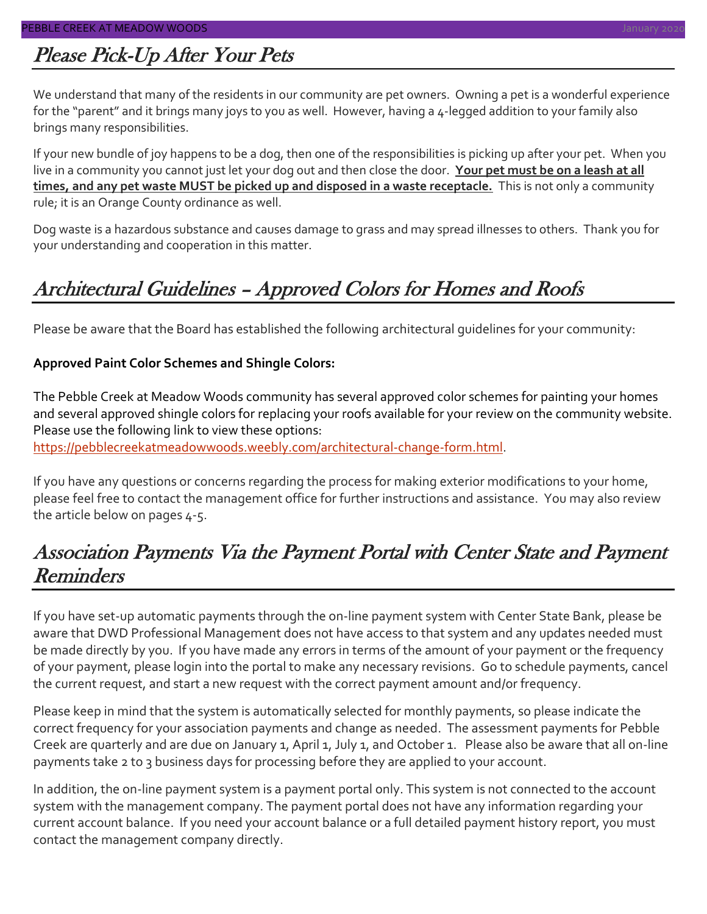## *Please Pick-Up After Your Pets*

We understand that many of the residents in our community are pet owners. Owning a pet is a wonderful experience for the "parent" and it brings many joys to you as well. However, having a 4-legged addition to your family also brings many responsibilities.

If your new bundle of joy happens to be a dog, then one of the responsibilities is picking up after your pet. When you live in a community you cannot just let your dog out and then close the door. **Your pet must be on a leash at all times, and any pet waste MUST be picked up and disposed in a waste receptacle.** This is not only a community rule; it is an Orange County ordinance as well.

Dog waste is a hazardous substance and causes damage to grass and may spread illnesses to others. Thank you for your understanding and cooperation in this matter.

## *Architectural Guidelines – Approved Colors for Homes and Roofs*

Please be aware that the Board has established the following architectural guidelines for your community:

**Approved Paint Color Schemes and Shingle Colors:**

The Pebble Creek at Meadow Woods community has several approved color schemes for painting your homes and several approved shingle colors for replacing your roofs available for your review on the community website. Please use the following link to view these options:
https://pebblecreekatmeadowwoods.weebly.com/architectural-change-form.html.

If you have any questions or concerns regarding the process for making exterior modifications to your home, please feel free to contact the management office for further instructions and assistance. You may also review the article below on pages 4-5.

## *Association Payments Via the Payment Portal with Center State and Payment Reminders*

If you have set-up automatic payments through the on-line payment system with Center State Bank, please be aware that DWD Professional Management does not have access to that system and any updates needed must be made directly by you. If you have made any errors in terms of the amount of your payment or the frequency of your payment, please login into the portal to make any necessary revisions. Go to schedule payments, cancel the current request, and start a new request with the correct payment amount and/or frequency.

Please keep in mind that the system is automatically selected for monthly payments, so please indicate the correct frequency for your association payments and change as needed. The assessment payments for Pebble Creek are quarterly and are due on January 1, April 1, July 1, and October 1. Please also be aware that all on-line payments take 2 to 3 business days for processing before they are applied to your account.

In addition, the on-line payment system is a payment portal only. This system is not connected to the account system with the management company. The payment portal does not have any information regarding your current account balance. If you need your account balance or a full detailed payment history report, you must contact the management company directly.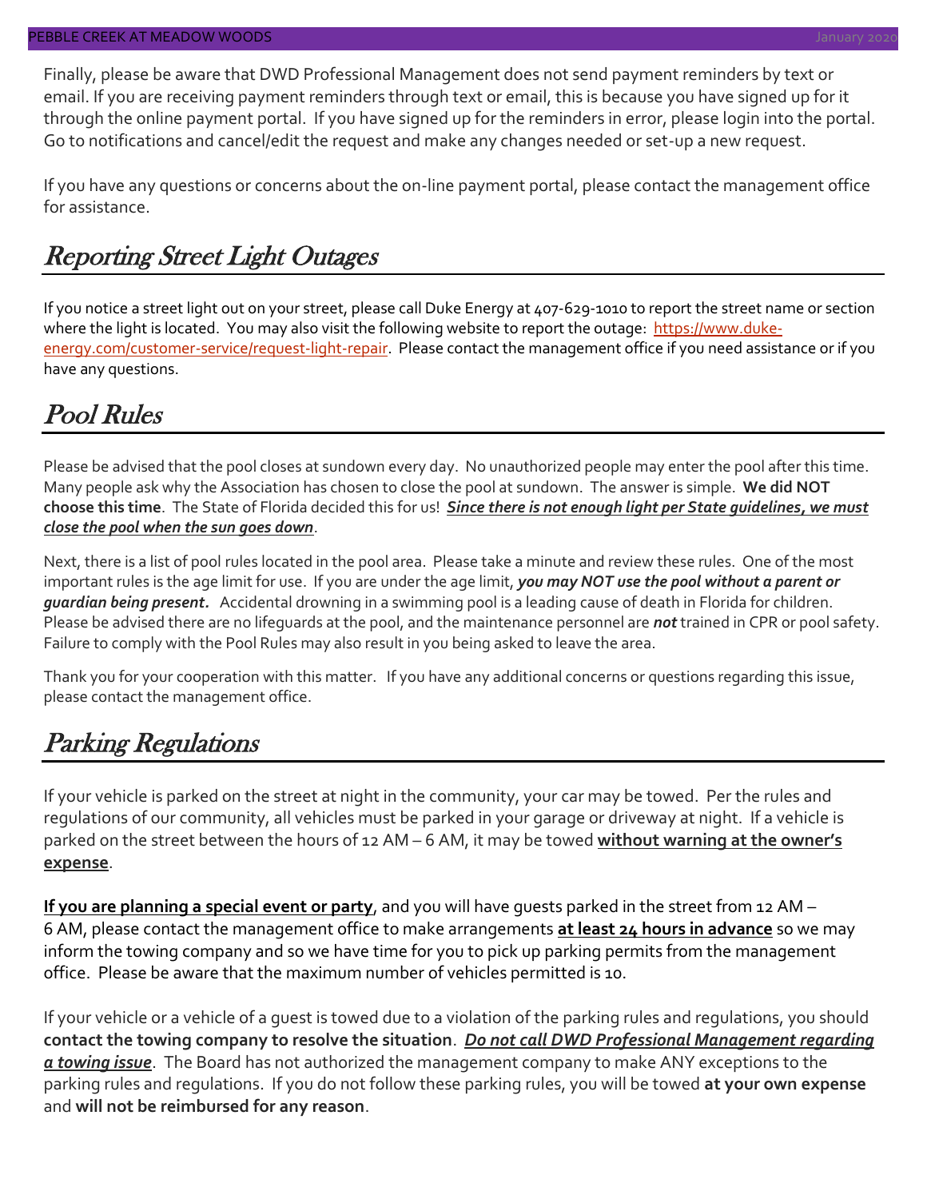Finally, please be aware that DWD Professional Management does not send payment reminders by text or email. If you are receiving payment reminders through text or email, this is because you have signed up for it through the online payment portal. If you have signed up for the reminders in error, please login into the portal. Go to notifications and cancel/edit the request and make any changes needed or set-up a new request.

If you have any questions or concerns about the on-line payment portal, please contact the management office for assistance.

## Reporting Street Light Outages

If you notice a street light out on your street, please call Duke Energy at 407-629-1010 to report the street name or section where the light is located. You may also visit the following website to report the outage: [https://www.duke-energy.com/customer-service/request-light-repair](https://www.duke-energy.com/customer-service/request-light-repair). Please contact the management office if you need assistance or if you have any questions.

## Pool Rules

Please be advised that the pool closes at sundown every day. No unauthorized people may enter the pool after this time. Many people ask why the Association has chosen to close the pool at sundown. The answer is simple. **We did NOT choose this time**. The State of Florida decided this for us! ***<u>Since there is not enough light per State guidelines, we must close the pool when the sun goes down</u>***.

Next, there is a list of pool rules located in the pool area. Please take a minute and review these rules. One of the most important rules is the age limit for use. If you are under the age limit, ***you may NOT use the pool without a parent or guardian being present.*** Accidental drowning in a swimming pool is a leading cause of death in Florida for children. Please be advised there are no lifeguards at the pool, and the maintenance personnel are ***not*** trained in CPR or pool safety. Failure to comply with the Pool Rules may also result in you being asked to leave the area.

Thank you for your cooperation with this matter. If you have any additional concerns or questions regarding this issue, please contact the management office.

## Parking Regulations

If your vehicle is parked on the street at night in the community, your car may be towed. Per the rules and regulations of our community, all vehicles must be parked in your garage or driveway at night. If a vehicle is parked on the street between the hours of 12 AM – 6 AM, it may be towed **<u>without warning at the owner's expense</u>**.

**<u>If you are planning a special event or party</u>**, and you will have guests parked in the street from 12 AM – 6 AM, please contact the management office to make arrangements **<u>at least 24 hours in advance</u>** so we may inform the towing company and so we have time for you to pick up parking permits from the management office. Please be aware that the maximum number of vehicles permitted is 10.

If your vehicle or a vehicle of a guest is towed due to a violation of the parking rules and regulations, you should **contact the towing company to resolve the situation**. ***<u>Do not call DWD Professional Management regarding a towing issue</u>***. The Board has not authorized the management company to make ANY exceptions to the parking rules and regulations. If you do not follow these parking rules, you will be towed **at your own expense** and **will not be reimbursed for any reason**.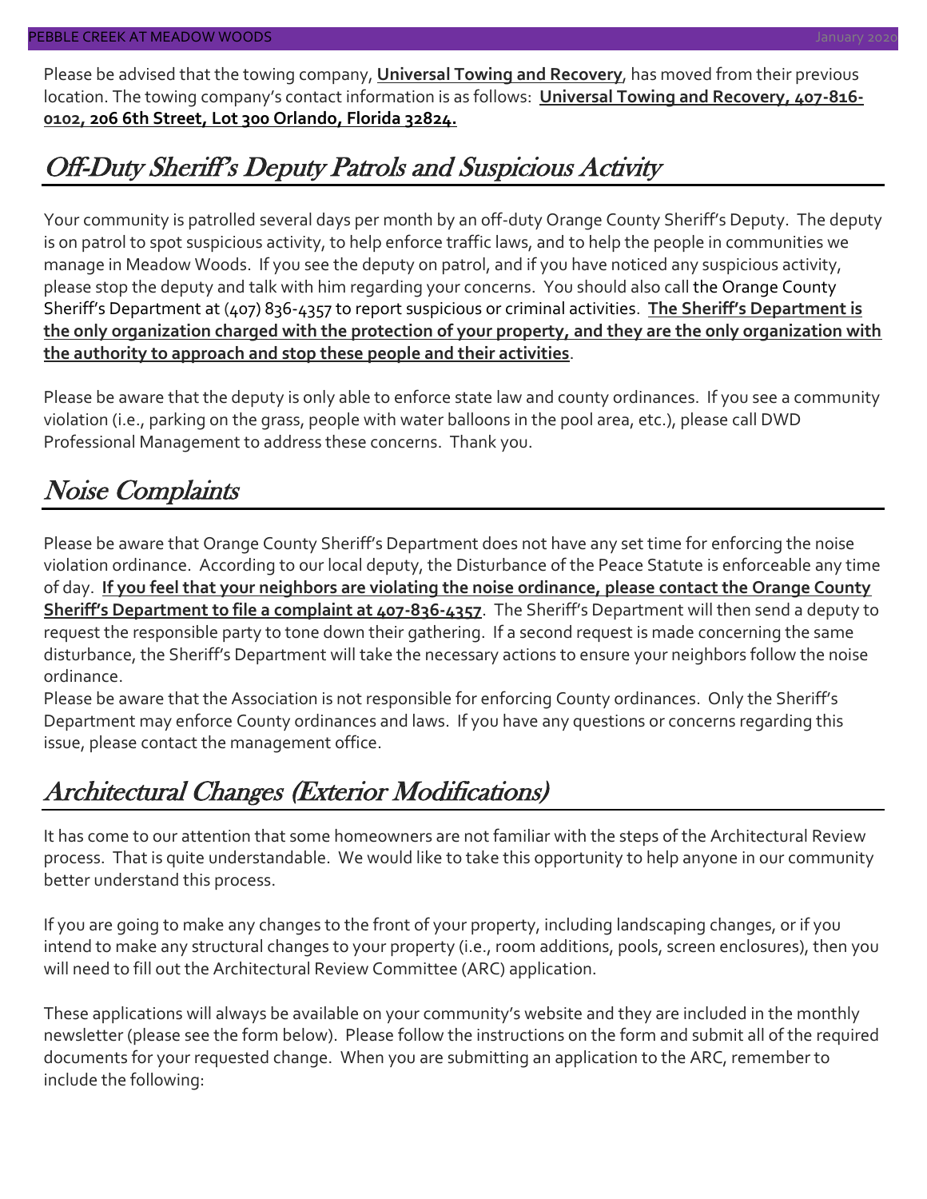Please be advised that the towing company, **Universal Towing and Recovery**, has moved from their previous location. The towing company's contact information is as follows: **Universal Towing and Recovery, 407-816-0102, 206 6th Street, Lot 300 Orlando, Florida 32824.**

## *Off-Duty Sheriff's Deputy Patrols and Suspicious Activity*

Your community is patrolled several days per month by an off-duty Orange County Sheriff's Deputy. The deputy is on patrol to spot suspicious activity, to help enforce traffic laws, and to help the people in communities we manage in Meadow Woods. If you see the deputy on patrol, and if you have noticed any suspicious activity, please stop the deputy and talk with him regarding your concerns. You should also call the Orange County Sheriff's Department at (407) 836-4357 to report suspicious or criminal activities. **The Sheriff's Department is the only organization charged with the protection of your property, and they are the only organization with the authority to approach and stop these people and their activities**.

Please be aware that the deputy is only able to enforce state law and county ordinances. If you see a community violation (i.e., parking on the grass, people with water balloons in the pool area, etc.), please call DWD Professional Management to address these concerns. Thank you.

## *Noise Complaints*

Please be aware that Orange County Sheriff's Department does not have any set time for enforcing the noise violation ordinance. According to our local deputy, the Disturbance of the Peace Statute is enforceable any time of day. **If you feel that your neighbors are violating the noise ordinance, please contact the Orange County Sheriff's Department to file a complaint at 407-836-4357**. The Sheriff's Department will then send a deputy to request the responsible party to tone down their gathering. If a second request is made concerning the same disturbance, the Sheriff's Department will take the necessary actions to ensure your neighbors follow the noise ordinance.
Please be aware that the Association is not responsible for enforcing County ordinances. Only the Sheriff's Department may enforce County ordinances and laws. If you have any questions or concerns regarding this issue, please contact the management office.

## *Architectural Changes (Exterior Modifications)*

It has come to our attention that some homeowners are not familiar with the steps of the Architectural Review process. That is quite understandable. We would like to take this opportunity to help anyone in our community better understand this process.

If you are going to make any changes to the front of your property, including landscaping changes, or if you intend to make any structural changes to your property (i.e., room additions, pools, screen enclosures), then you will need to fill out the Architectural Review Committee (ARC) application.

These applications will always be available on your community's website and they are included in the monthly newsletter (please see the form below). Please follow the instructions on the form and submit all of the required documents for your requested change. When you are submitting an application to the ARC, remember to include the following: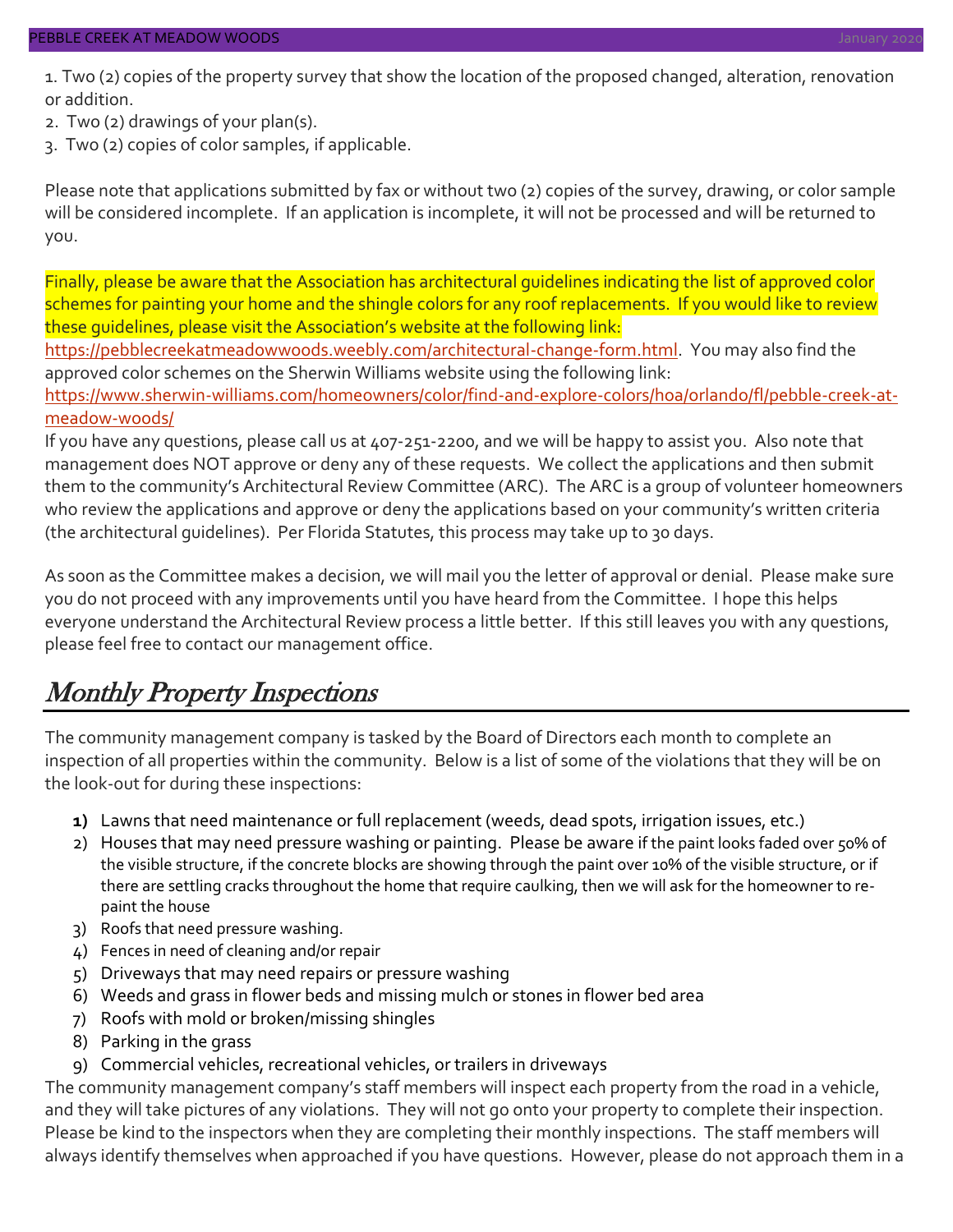1. Two (2) copies of the property survey that show the location of the proposed changed, alteration, renovation or addition.
2. Two (2) drawings of your plan(s).
3. Two (2) copies of color samples, if applicable.

Please note that applications submitted by fax or without two (2) copies of the survey, drawing, or color sample will be considered incomplete. If an application is incomplete, it will not be processed and will be returned to you.

Finally, please be aware that the Association has architectural guidelines indicating the list of approved color schemes for painting your home and the shingle colors for any roof replacements. If you would like to review these guidelines, please visit the Association's website at the following link: https://pebblecreekatmeadowwoods.weebly.com/architectural-change-form.html. You may also find the approved color schemes on the Sherwin Williams website using the following link: https://www.sherwin-williams.com/homeowners/color/find-and-explore-colors/hoa/orlando/fl/pebble-creek-at-meadow-woods/
If you have any questions, please call us at 407-251-2200, and we will be happy to assist you. Also note that management does NOT approve or deny any of these requests. We collect the applications and then submit them to the community's Architectural Review Committee (ARC). The ARC is a group of volunteer homeowners who review the applications and approve or deny the applications based on your community's written criteria (the architectural guidelines). Per Florida Statutes, this process may take up to 30 days.

As soon as the Committee makes a decision, we will mail you the letter of approval or denial. Please make sure you do not proceed with any improvements until you have heard from the Committee. I hope this helps everyone understand the Architectural Review process a little better. If this still leaves you with any questions, please feel free to contact our management office.

## *Monthly Property Inspections*

The community management company is tasked by the Board of Directors each month to complete an inspection of all properties within the community. Below is a list of some of the violations that they will be on the look-out for during these inspections:

1) Lawns that need maintenance or full replacement (weeds, dead spots, irrigation issues, etc.)
2) Houses that may need pressure washing or painting. Please be aware if the paint looks faded over 50% of the visible structure, if the concrete blocks are showing through the paint over 10% of the visible structure, or if there are settling cracks throughout the home that require caulking, then we will ask for the homeowner to re-paint the house
3) Roofs that need pressure washing.
4) Fences in need of cleaning and/or repair
5) Driveways that may need repairs or pressure washing
6) Weeds and grass in flower beds and missing mulch or stones in flower bed area
7) Roofs with mold or broken/missing shingles
8) Parking in the grass
9) Commercial vehicles, recreational vehicles, or trailers in driveways

The community management company's staff members will inspect each property from the road in a vehicle, and they will take pictures of any violations. They will not go onto your property to complete their inspection. Please be kind to the inspectors when they are completing their monthly inspections. The staff members will always identify themselves when approached if you have questions. However, please do not approach them in a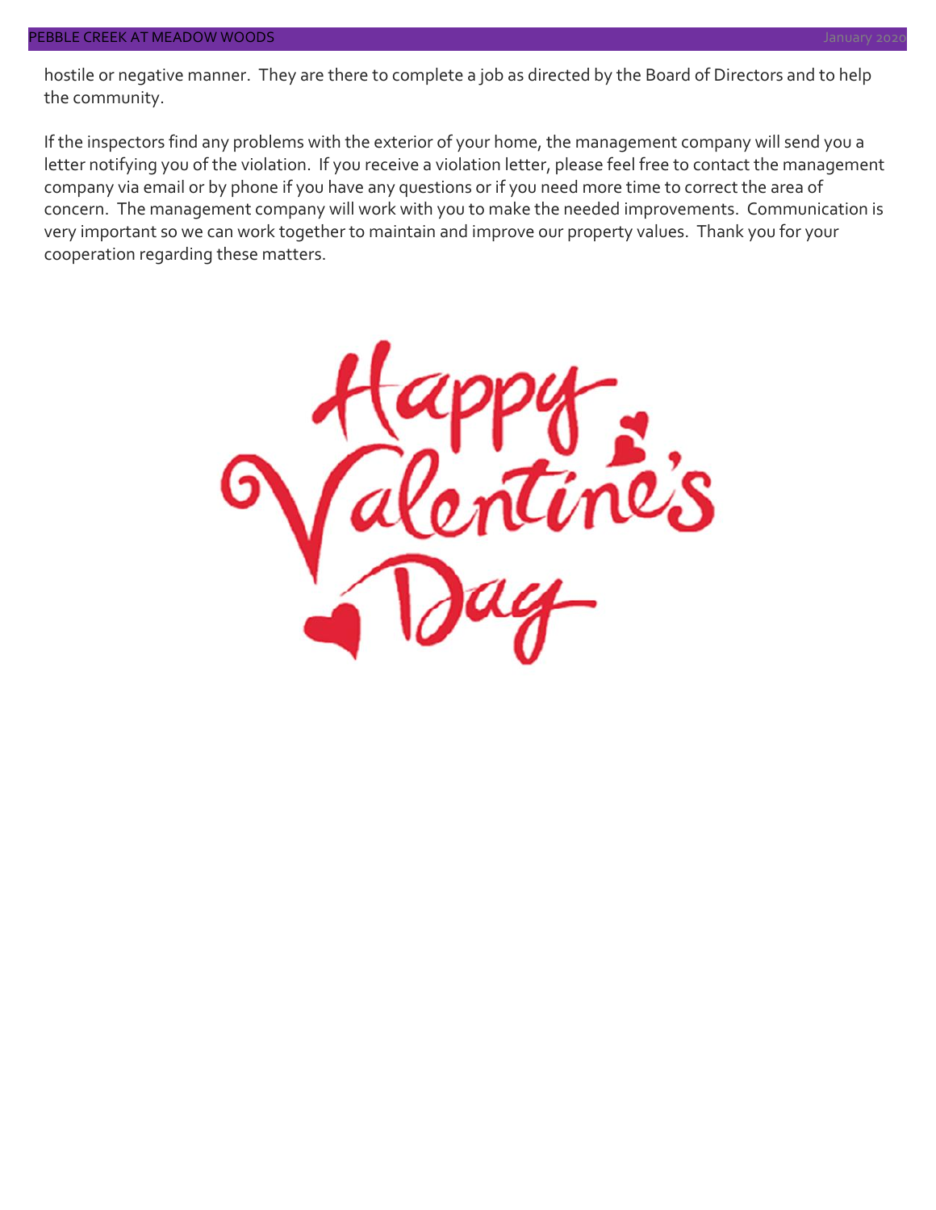hostile or negative manner. They are there to complete a job as directed by the Board of Directors and to help the community.

If the inspectors find any problems with the exterior of your home, the management company will send you a letter notifying you of the violation. If you receive a violation letter, please feel free to contact the management company via email or by phone if you have any questions or if you need more time to correct the area of concern. The management company will work with you to make the needed improvements. Communication is very important so we can work together to maintain and improve our property values. Thank you for your cooperation regarding these matters.

Happy Valentine's Day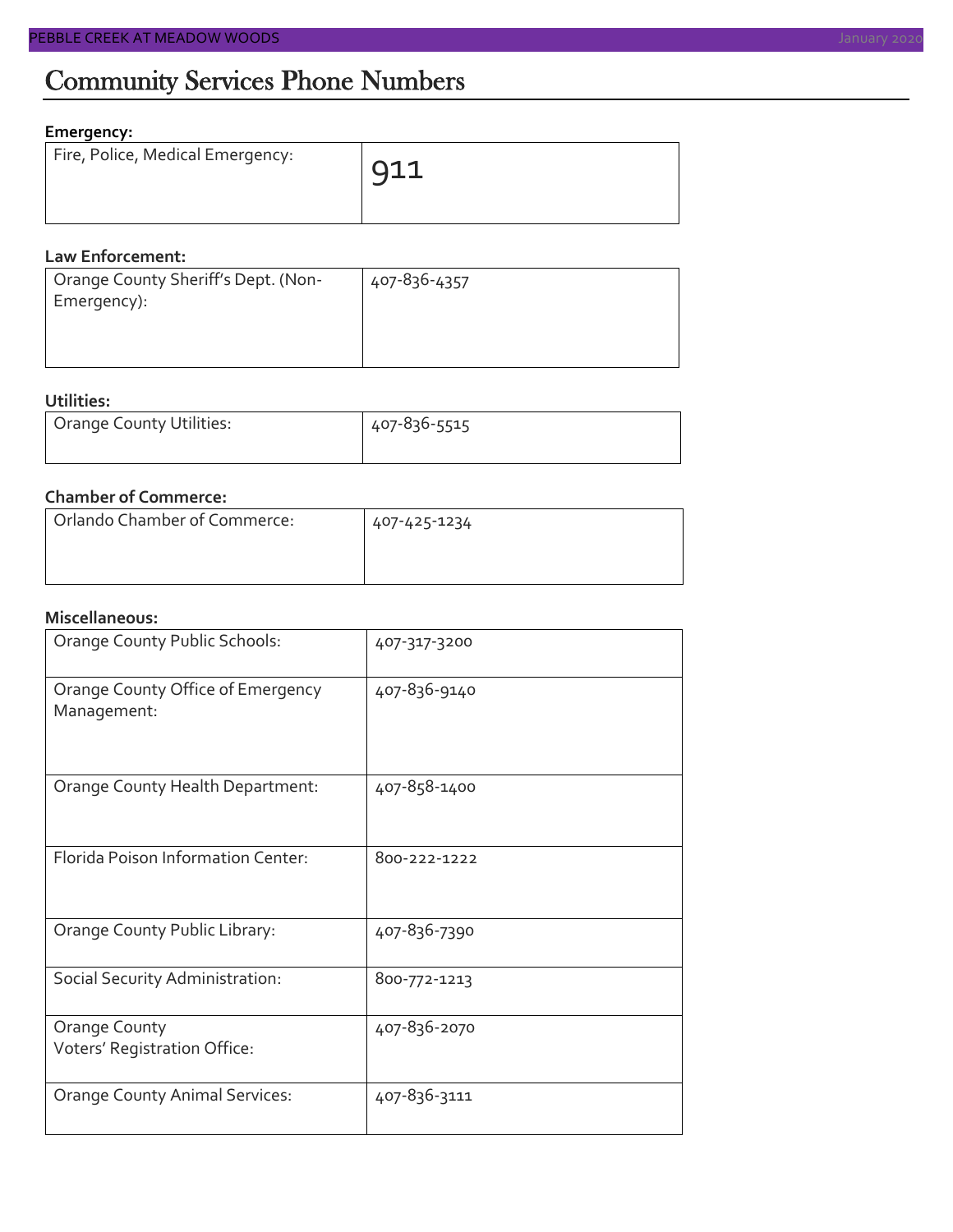# Community Services Phone Numbers

**Emergency:**

| | |
|---|---|
| Fire, Police, Medical Emergency: | 911 |

**Law Enforcement:**

| | |
|---|---|
| Orange County Sheriff's Dept. (Non-Emergency): | 407-836-4357 |

**Utilities:**

| | |
|---|---|
| Orange County Utilities: | 407-836-5515 |

**Chamber of Commerce:**

| | |
|---|---|
| Orlando Chamber of Commerce: | 407-425-1234 |

**Miscellaneous:**

| | |
|---|---|
| Orange County Public Schools: | 407-317-3200 |
| Orange County Office of Emergency Management: | 407-836-9140 |
| Orange County Health Department: | 407-858-1400 |
| Florida Poison Information Center: | 800-222-1222 |
| Orange County Public Library: | 407-836-7390 |
| Social Security Administration: | 800-772-1213 |
| Orange County Voters' Registration Office: | 407-836-2070 |
| Orange County Animal Services: | 407-836-3111 |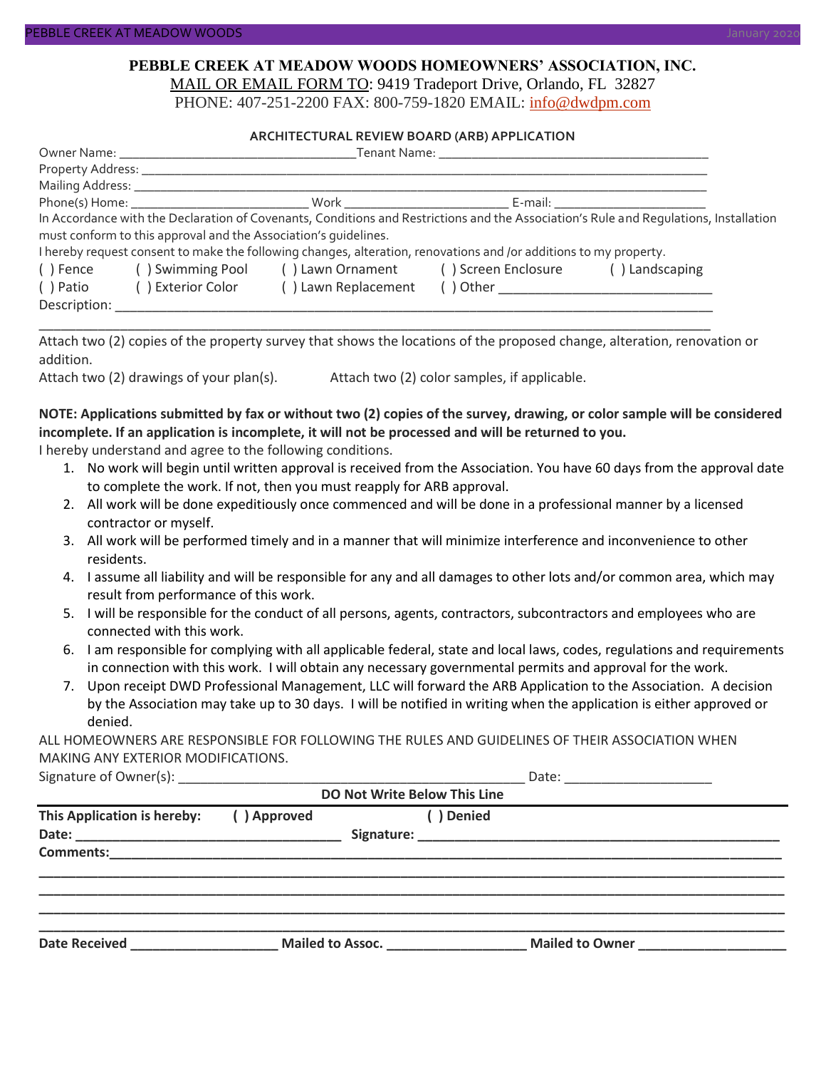**PEBBLE CREEK AT MEADOW WOODS HOMEOWNERS' ASSOCIATION, INC.**

MAIL OR EMAIL FORM TO: 9419 Tradeport Drive, Orlando, FL 32827

PHONE: 407-251-2200 FAX: 800-759-1820 EMAIL: info@dwdpm.com

## ARCHITECTURAL REVIEW BOARD (ARB) APPLICATION

Owner Name: ___________________________________ Tenant Name: ________________________________________

Property Address: ________________________________________________________________________________

Mailing Address: _________________________________________________________________________________

Phone(s) Home: __________________________ Work __________________________ E-mail: ______________________

In Accordance with the Declaration of Covenants, Conditions and Restrictions and the Association's Rule and Regulations, Installation must conform to this approval and the Association's guidelines.

I hereby request consent to make the following changes, alteration, renovations and /or additions to my property.

( ) Fence ( ) Swimming Pool ( ) Lawn Ornament ( ) Screen Enclosure ( ) Landscaping

( ) Patio ( ) Exterior Color ( ) Lawn Replacement ( ) Other ______________________________

Description: ______________________________________________________________________________________

__________________________________________________________________________________________________

Attach two (2) copies of the property survey that shows the locations of the proposed change, alteration, renovation or addition.

Attach two (2) drawings of your plan(s). Attach two (2) color samples, if applicable.

**NOTE: Applications submitted by fax or without two (2) copies of the survey, drawing, or color sample will be considered incomplete. If an application is incomplete, it will not be processed and will be returned to you.**

I hereby understand and agree to the following conditions.

1. No work will begin until written approval is received from the Association. You have 60 days from the approval date to complete the work. If not, then you must reapply for ARB approval.
2. All work will be done expeditiously once commenced and will be done in a professional manner by a licensed contractor or myself.
3. All work will be performed timely and in a manner that will minimize interference and inconvenience to other residents.
4. I assume all liability and will be responsible for any and all damages to other lots and/or common area, which may result from performance of this work.
5. I will be responsible for the conduct of all persons, agents, contractors, subcontractors and employees who are connected with this work.
6. I am responsible for complying with all applicable federal, state and local laws, codes, regulations and requirements in connection with this work. I will obtain any necessary governmental permits and approval for the work.
7. Upon receipt DWD Professional Management, LLC will forward the ARB Application to the Association. A decision by the Association may take up to 30 days. I will be notified in writing when the application is either approved or denied.

ALL HOMEOWNERS ARE RESPONSIBLE FOR FOLLOWING THE RULES AND GUIDELINES OF THEIR ASSOCIATION WHEN MAKING ANY EXTERIOR MODIFICATIONS.

Signature of Owner(s): ________________________________________________ Date: ____________________

**DO Not Write Below This Line**

---

**This Application is hereby: ( ) Approved ( ) Denied**

**Date:** __________________________________ **Signature:** __________________________________________________

**Comments:**__________________________________________________________________________________________

__________________________________________________________________________________________________

__________________________________________________________________________________________________

__________________________________________________________________________________________________

__________________________________________________________________________________________________

**Date Received** ____________________ **Mailed to Assoc.** __________________ **Mailed to Owner** ___________________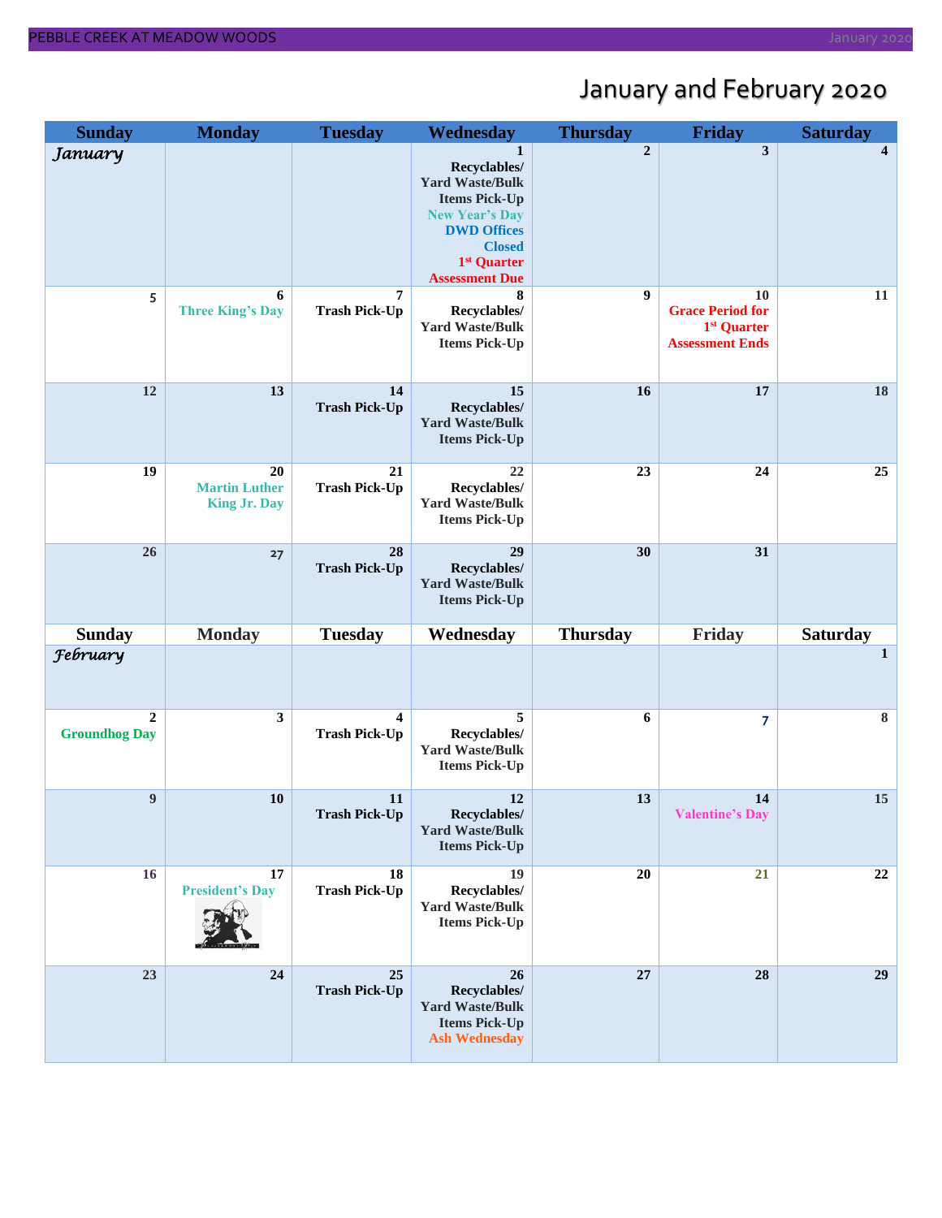# January and February 2020

| Sunday | Monday | Tuesday | Wednesday | Thursday | Friday | Saturday |
|---|---|---|---|---|---|---|
| *January* | | | 1 Recyclables/ Yard Waste/Bulk Items Pick-Up New Year's Day DWD Offices Closed 1st Quarter Assessment Due | 2 | 3 | 4 |
| 5 | 6 Three King's Day | 7 Trash Pick-Up | 8 Recyclables/ Yard Waste/Bulk Items Pick-Up | 9 | 10 Grace Period for 1st Quarter Assessment Ends | 11 |
| 12 | 13 | 14 Trash Pick-Up | 15 Recyclables/ Yard Waste/Bulk Items Pick-Up | 16 | 17 | 18 |
| 19 | 20 Martin Luther King Jr. Day | 21 Trash Pick-Up | 22 Recyclables/ Yard Waste/Bulk Items Pick-Up | 23 | 24 | 25 |
| 26 | 27 | 28 Trash Pick-Up | 29 Recyclables/ Yard Waste/Bulk Items Pick-Up | 30 | 31 | |
| **Sunday** | **Monday** | **Tuesday** | **Wednesday** | **Thursday** | **Friday** | **Saturday** |
| *February* | | | | | | 1 |
| 2 Groundhog Day | 3 | 4 Trash Pick-Up | 5 Recyclables/ Yard Waste/Bulk Items Pick-Up | 6 | 7 | 8 |
| 9 | 10 | 11 Trash Pick-Up | 12 Recyclables/ Yard Waste/Bulk Items Pick-Up | 13 | 14 Valentine's Day | 15 |
| 16 | 17 President's Day | 18 Trash Pick-Up | 19 Recyclables/ Yard Waste/Bulk Items Pick-Up | 20 | 21 | 22 |
| 23 | 24 | 25 Trash Pick-Up | 26 Recyclables/ Yard Waste/Bulk Items Pick-Up Ash Wednesday | 27 | 28 | 29 |